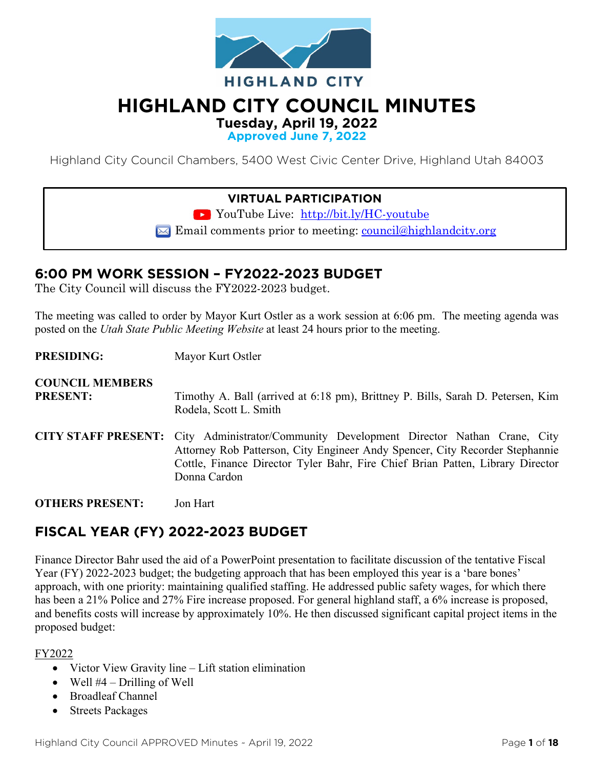HIGHLAND CITY

# HIGHLAND CITY COUNCIL MINUTES

**Tuesday, April 19, 2022**

**Approved June 7, 2022**

Highland City Council Chambers, 5400 West Civic Center Drive, Highland Utah 84003

**VIRTUAL PARTICIPATION**

YouTube Live: http://bit.ly/HC-youtube

Email comments prior to meeting: council@highlandcity.org

## 6:00 PM WORK SESSION – FY2022-2023 BUDGET

The City Council will discuss the FY2022-2023 budget.

The meeting was called to order by Mayor Kurt Ostler as a work session at 6:06 pm. The meeting agenda was posted on the *Utah State Public Meeting Website* at least 24 hours prior to the meeting.

**PRESIDING:** Mayor Kurt Ostler

**COUNCIL MEMBERS PRESENT:** Timothy A. Ball (arrived at 6:18 pm), Brittney P. Bills, Sarah D. Petersen, Kim Rodela, Scott L. Smith

**CITY STAFF PRESENT:** City Administrator/Community Development Director Nathan Crane, City Attorney Rob Patterson, City Engineer Andy Spencer, City Recorder Stephannie Cottle, Finance Director Tyler Bahr, Fire Chief Brian Patten, Library Director Donna Cardon

**OTHERS PRESENT:** Jon Hart

## FISCAL YEAR (FY) 2022-2023 BUDGET

Finance Director Bahr used the aid of a PowerPoint presentation to facilitate discussion of the tentative Fiscal Year (FY) 2022-2023 budget; the budgeting approach that has been employed this year is a 'bare bones' approach, with one priority: maintaining qualified staffing. He addressed public safety wages, for which there has been a 21% Police and 27% Fire increase proposed. For general highland staff, a 6% increase is proposed, and benefits costs will increase by approximately 10%. He then discussed significant capital project items in the proposed budget:

FY2022

- Victor View Gravity line – Lift station elimination
- Well #4 – Drilling of Well
- Broadleaf Channel
- Streets Packages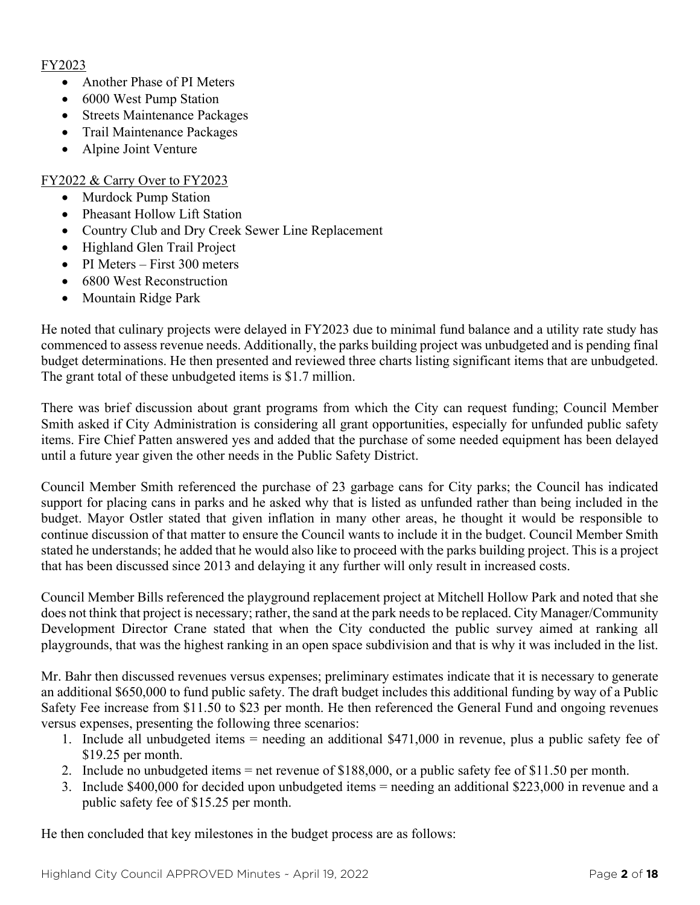FY2023

- Another Phase of PI Meters
- 6000 West Pump Station
- Streets Maintenance Packages
- Trail Maintenance Packages
- Alpine Joint Venture

FY2022 & Carry Over to FY2023

- Murdock Pump Station
- Pheasant Hollow Lift Station
- Country Club and Dry Creek Sewer Line Replacement
- Highland Glen Trail Project
- PI Meters – First 300 meters
- 6800 West Reconstruction
- Mountain Ridge Park

He noted that culinary projects were delayed in FY2023 due to minimal fund balance and a utility rate study has commenced to assess revenue needs. Additionally, the parks building project was unbudgeted and is pending final budget determinations. He then presented and reviewed three charts listing significant items that are unbudgeted. The grant total of these unbudgeted items is $1.7 million.

There was brief discussion about grant programs from which the City can request funding; Council Member Smith asked if City Administration is considering all grant opportunities, especially for unfunded public safety items. Fire Chief Patten answered yes and added that the purchase of some needed equipment has been delayed until a future year given the other needs in the Public Safety District.

Council Member Smith referenced the purchase of 23 garbage cans for City parks; the Council has indicated support for placing cans in parks and he asked why that is listed as unfunded rather than being included in the budget. Mayor Ostler stated that given inflation in many other areas, he thought it would be responsible to continue discussion of that matter to ensure the Council wants to include it in the budget. Council Member Smith stated he understands; he added that he would also like to proceed with the parks building project. This is a project that has been discussed since 2013 and delaying it any further will only result in increased costs.

Council Member Bills referenced the playground replacement project at Mitchell Hollow Park and noted that she does not think that project is necessary; rather, the sand at the park needs to be replaced. City Manager/Community Development Director Crane stated that when the City conducted the public survey aimed at ranking all playgrounds, that was the highest ranking in an open space subdivision and that is why it was included in the list.

Mr. Bahr then discussed revenues versus expenses; preliminary estimates indicate that it is necessary to generate an additional $650,000 to fund public safety. The draft budget includes this additional funding by way of a Public Safety Fee increase from $11.50 to $23 per month. He then referenced the General Fund and ongoing revenues versus expenses, presenting the following three scenarios:

1. Include all unbudgeted items = needing an additional $471,000 in revenue, plus a public safety fee of $19.25 per month.
2. Include no unbudgeted items = net revenue of $188,000, or a public safety fee of $11.50 per month.
3. Include $400,000 for decided upon unbudgeted items = needing an additional $223,000 in revenue and a public safety fee of $15.25 per month.

He then concluded that key milestones in the budget process are as follows: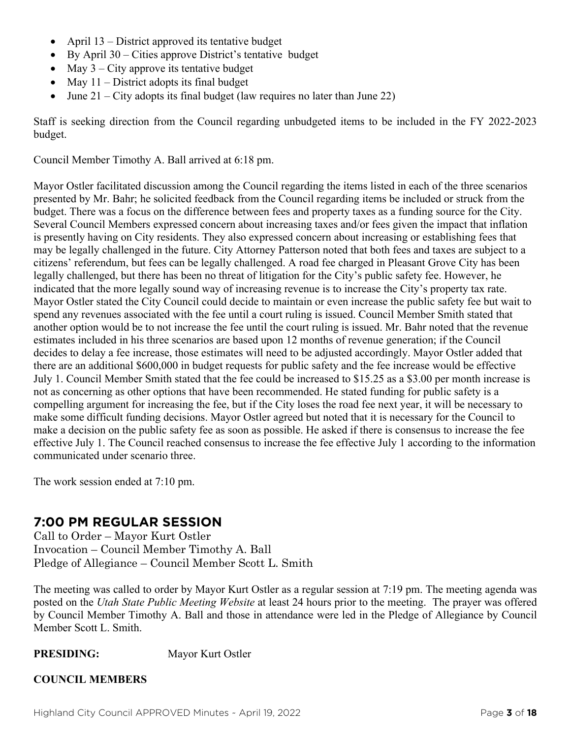- April 13 – District approved its tentative budget
- By April 30 – Cities approve District's tentative budget
- May 3 – City approve its tentative budget
- May 11 – District adopts its final budget
- June 21 – City adopts its final budget (law requires no later than June 22)

Staff is seeking direction from the Council regarding unbudgeted items to be included in the FY 2022-2023 budget.

Council Member Timothy A. Ball arrived at 6:18 pm.

Mayor Ostler facilitated discussion among the Council regarding the items listed in each of the three scenarios presented by Mr. Bahr; he solicited feedback from the Council regarding items be included or struck from the budget. There was a focus on the difference between fees and property taxes as a funding source for the City. Several Council Members expressed concern about increasing taxes and/or fees given the impact that inflation is presently having on City residents. They also expressed concern about increasing or establishing fees that may be legally challenged in the future. City Attorney Patterson noted that both fees and taxes are subject to a citizens' referendum, but fees can be legally challenged. A road fee charged in Pleasant Grove City has been legally challenged, but there has been no threat of litigation for the City's public safety fee. However, he indicated that the more legally sound way of increasing revenue is to increase the City's property tax rate. Mayor Ostler stated the City Council could decide to maintain or even increase the public safety fee but wait to spend any revenues associated with the fee until a court ruling is issued. Council Member Smith stated that another option would be to not increase the fee until the court ruling is issued. Mr. Bahr noted that the revenue estimates included in his three scenarios are based upon 12 months of revenue generation; if the Council decides to delay a fee increase, those estimates will need to be adjusted accordingly. Mayor Ostler added that there are an additional $600,000 in budget requests for public safety and the fee increase would be effective July 1. Council Member Smith stated that the fee could be increased to $15.25 as a $3.00 per month increase is not as concerning as other options that have been recommended. He stated funding for public safety is a compelling argument for increasing the fee, but if the City loses the road fee next year, it will be necessary to make some difficult funding decisions. Mayor Ostler agreed but noted that it is necessary for the Council to make a decision on the public safety fee as soon as possible. He asked if there is consensus to increase the fee effective July 1. The Council reached consensus to increase the fee effective July 1 according to the information communicated under scenario three.

The work session ended at 7:10 pm.

## 7:00 PM REGULAR SESSION

Call to Order – Mayor Kurt Ostler
Invocation – Council Member Timothy A. Ball
Pledge of Allegiance – Council Member Scott L. Smith

The meeting was called to order by Mayor Kurt Ostler as a regular session at 7:19 pm. The meeting agenda was posted on the *Utah State Public Meeting Website* at least 24 hours prior to the meeting. The prayer was offered by Council Member Timothy A. Ball and those in attendance were led in the Pledge of Allegiance by Council Member Scott L. Smith.

**PRESIDING:** Mayor Kurt Ostler

**COUNCIL MEMBERS**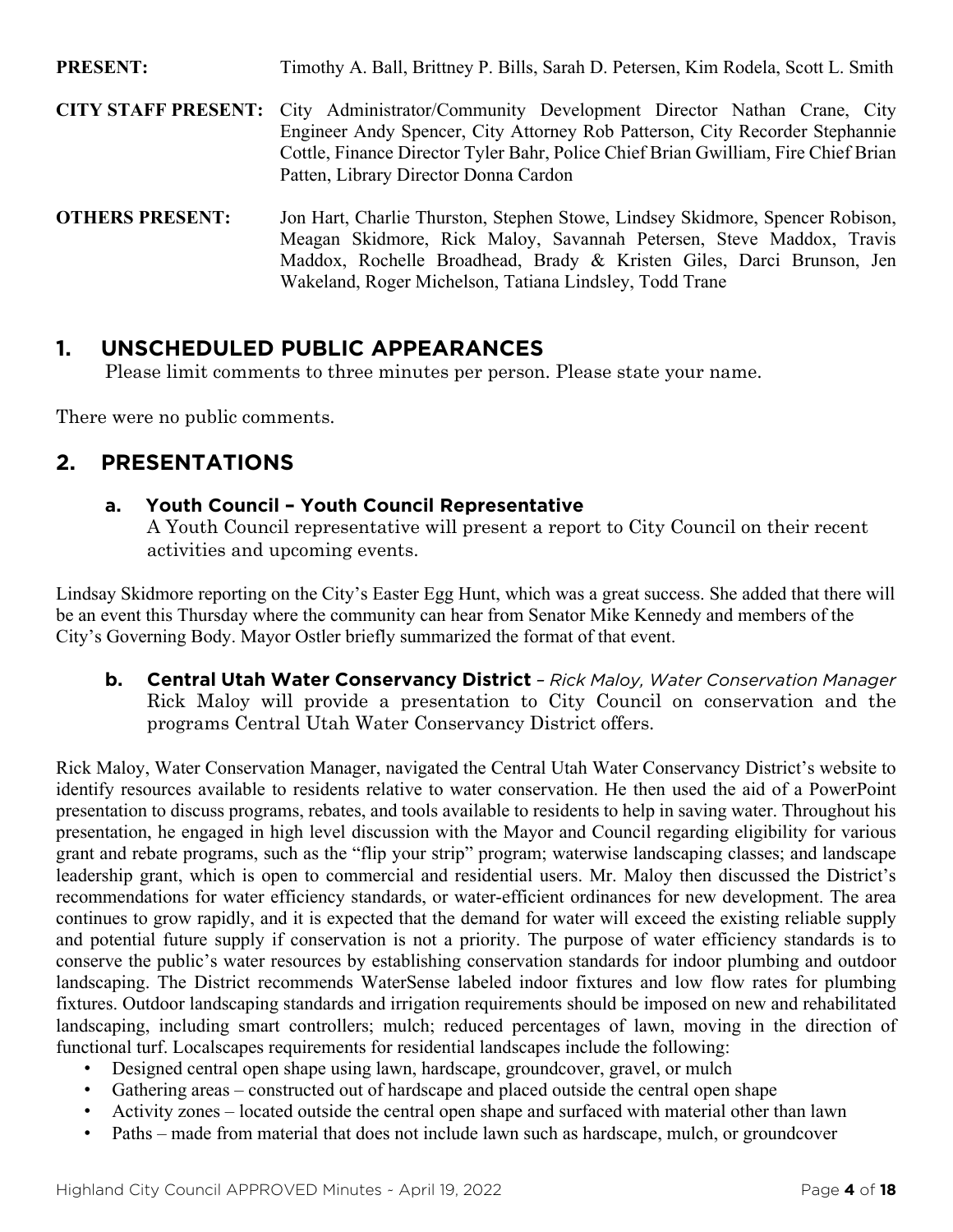**PRESENT:** Timothy A. Ball, Brittney P. Bills, Sarah D. Petersen, Kim Rodela, Scott L. Smith

**CITY STAFF PRESENT:** City Administrator/Community Development Director Nathan Crane, City Engineer Andy Spencer, City Attorney Rob Patterson, City Recorder Stephannie Cottle, Finance Director Tyler Bahr, Police Chief Brian Gwilliam, Fire Chief Brian Patten, Library Director Donna Cardon

**OTHERS PRESENT:** Jon Hart, Charlie Thurston, Stephen Stowe, Lindsey Skidmore, Spencer Robison, Meagan Skidmore, Rick Maloy, Savannah Petersen, Steve Maddox, Travis Maddox, Rochelle Broadhead, Brady & Kristen Giles, Darci Brunson, Jen Wakeland, Roger Michelson, Tatiana Lindsley, Todd Trane

## 1. UNSCHEDULED PUBLIC APPEARANCES

Please limit comments to three minutes per person. Please state your name.

There were no public comments.

## 2. PRESENTATIONS

### a. Youth Council – Youth Council Representative

A Youth Council representative will present a report to City Council on their recent activities and upcoming events.

Lindsay Skidmore reporting on the City's Easter Egg Hunt, which was a great success. She added that there will be an event this Thursday where the community can hear from Senator Mike Kennedy and members of the City's Governing Body. Mayor Ostler briefly summarized the format of that event.

### b. Central Utah Water Conservancy District – *Rick Maloy, Water Conservation Manager*

Rick Maloy will provide a presentation to City Council on conservation and the programs Central Utah Water Conservancy District offers.

Rick Maloy, Water Conservation Manager, navigated the Central Utah Water Conservancy District's website to identify resources available to residents relative to water conservation. He then used the aid of a PowerPoint presentation to discuss programs, rebates, and tools available to residents to help in saving water. Throughout his presentation, he engaged in high level discussion with the Mayor and Council regarding eligibility for various grant and rebate programs, such as the "flip your strip" program; waterwise landscaping classes; and landscape leadership grant, which is open to commercial and residential users. Mr. Maloy then discussed the District's recommendations for water efficiency standards, or water-efficient ordinances for new development. The area continues to grow rapidly, and it is expected that the demand for water will exceed the existing reliable supply and potential future supply if conservation is not a priority. The purpose of water efficiency standards is to conserve the public's water resources by establishing conservation standards for indoor plumbing and outdoor landscaping. The District recommends WaterSense labeled indoor fixtures and low flow rates for plumbing fixtures. Outdoor landscaping standards and irrigation requirements should be imposed on new and rehabilitated landscaping, including smart controllers; mulch; reduced percentages of lawn, moving in the direction of functional turf. Localscapes requirements for residential landscapes include the following:

- Designed central open shape using lawn, hardscape, groundcover, gravel, or mulch
- Gathering areas – constructed out of hardscape and placed outside the central open shape
- Activity zones – located outside the central open shape and surfaced with material other than lawn
- Paths – made from material that does not include lawn such as hardscape, mulch, or groundcover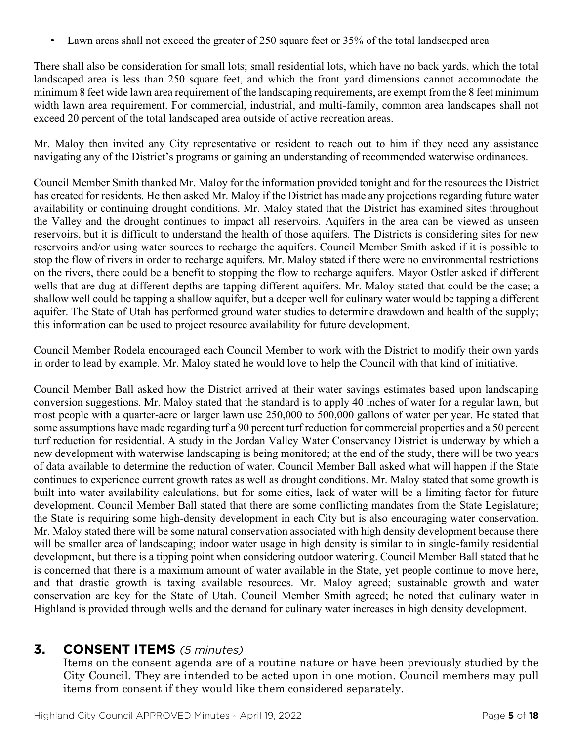- Lawn areas shall not exceed the greater of 250 square feet or 35% of the total landscaped area

There shall also be consideration for small lots; small residential lots, which have no back yards, which the total landscaped area is less than 250 square feet, and which the front yard dimensions cannot accommodate the minimum 8 feet wide lawn area requirement of the landscaping requirements, are exempt from the 8 feet minimum width lawn area requirement. For commercial, industrial, and multi-family, common area landscapes shall not exceed 20 percent of the total landscaped area outside of active recreation areas.

Mr. Maloy then invited any City representative or resident to reach out to him if they need any assistance navigating any of the District's programs or gaining an understanding of recommended waterwise ordinances.

Council Member Smith thanked Mr. Maloy for the information provided tonight and for the resources the District has created for residents. He then asked Mr. Maloy if the District has made any projections regarding future water availability or continuing drought conditions. Mr. Maloy stated that the District has examined sites throughout the Valley and the drought continues to impact all reservoirs. Aquifers in the area can be viewed as unseen reservoirs, but it is difficult to understand the health of those aquifers. The Districts is considering sites for new reservoirs and/or using water sources to recharge the aquifers. Council Member Smith asked if it is possible to stop the flow of rivers in order to recharge aquifers. Mr. Maloy stated if there were no environmental restrictions on the rivers, there could be a benefit to stopping the flow to recharge aquifers. Mayor Ostler asked if different wells that are dug at different depths are tapping different aquifers. Mr. Maloy stated that could be the case; a shallow well could be tapping a shallow aquifer, but a deeper well for culinary water would be tapping a different aquifer. The State of Utah has performed ground water studies to determine drawdown and health of the supply; this information can be used to project resource availability for future development.

Council Member Rodela encouraged each Council Member to work with the District to modify their own yards in order to lead by example. Mr. Maloy stated he would love to help the Council with that kind of initiative.

Council Member Ball asked how the District arrived at their water savings estimates based upon landscaping conversion suggestions. Mr. Maloy stated that the standard is to apply 40 inches of water for a regular lawn, but most people with a quarter-acre or larger lawn use 250,000 to 500,000 gallons of water per year. He stated that some assumptions have made regarding turf a 90 percent turf reduction for commercial properties and a 50 percent turf reduction for residential. A study in the Jordan Valley Water Conservancy District is underway by which a new development with waterwise landscaping is being monitored; at the end of the study, there will be two years of data available to determine the reduction of water. Council Member Ball asked what will happen if the State continues to experience current growth rates as well as drought conditions. Mr. Maloy stated that some growth is built into water availability calculations, but for some cities, lack of water will be a limiting factor for future development. Council Member Ball stated that there are some conflicting mandates from the State Legislature; the State is requiring some high-density development in each City but is also encouraging water conservation. Mr. Maloy stated there will be some natural conservation associated with high density development because there will be smaller area of landscaping; indoor water usage in high density is similar to in single-family residential development, but there is a tipping point when considering outdoor watering. Council Member Ball stated that he is concerned that there is a maximum amount of water available in the State, yet people continue to move here, and that drastic growth is taxing available resources. Mr. Maloy agreed; sustainable growth and water conservation are key for the State of Utah. Council Member Smith agreed; he noted that culinary water in Highland is provided through wells and the demand for culinary water increases in high density development.

## 3. CONSENT ITEMS *(5 minutes)*

Items on the consent agenda are of a routine nature or have been previously studied by the City Council. They are intended to be acted upon in one motion. Council members may pull items from consent if they would like them considered separately.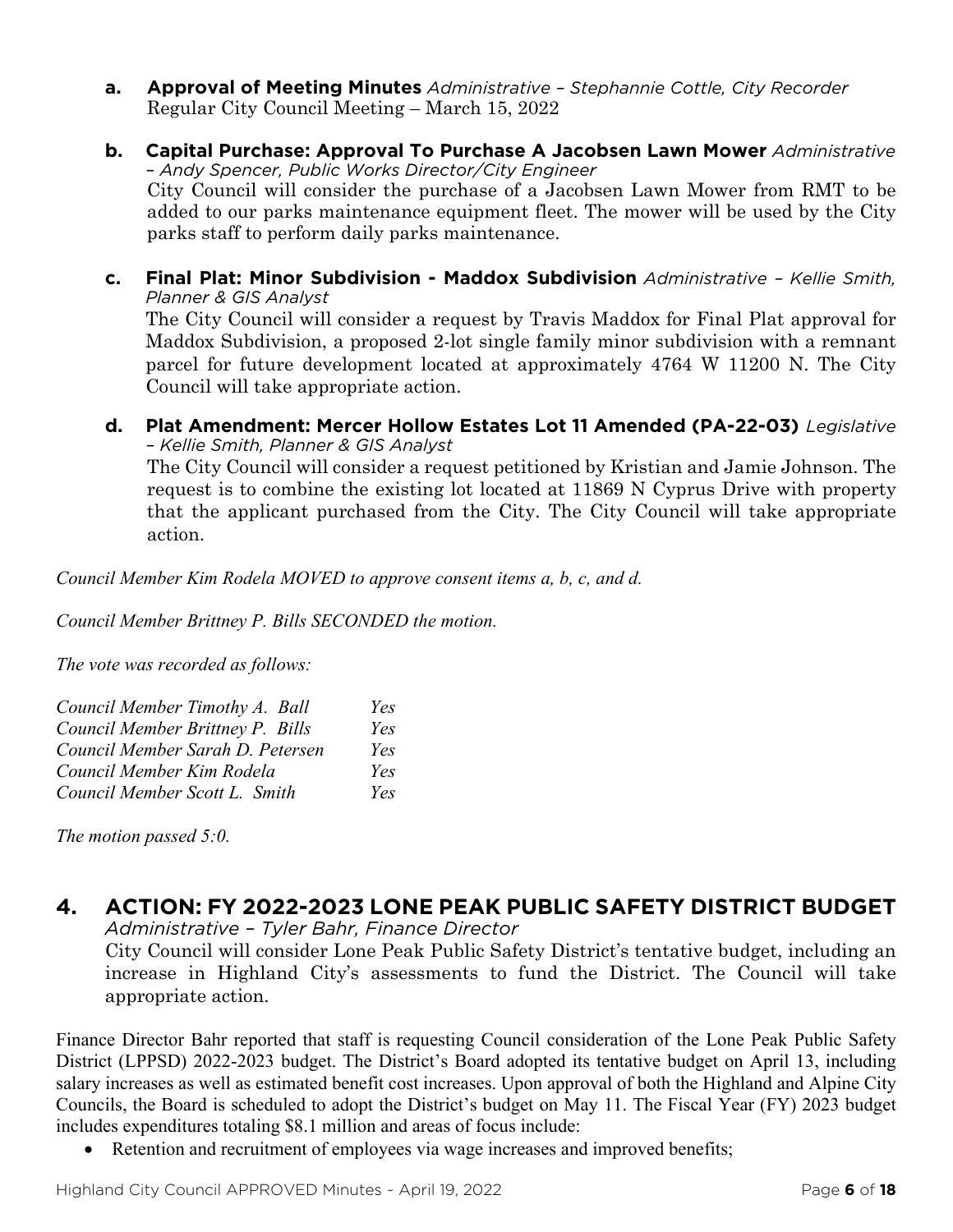**a. Approval of Meeting Minutes** *Administrative – Stephannie Cottle, City Recorder*
Regular City Council Meeting – March 15, 2022

**b. Capital Purchase: Approval To Purchase A Jacobsen Lawn Mower** *Administrative – Andy Spencer, Public Works Director/City Engineer*
City Council will consider the purchase of a Jacobsen Lawn Mower from RMT to be added to our parks maintenance equipment fleet. The mower will be used by the City parks staff to perform daily parks maintenance.

**c. Final Plat: Minor Subdivision - Maddox Subdivision** *Administrative – Kellie Smith, Planner & GIS Analyst*
The City Council will consider a request by Travis Maddox for Final Plat approval for Maddox Subdivision, a proposed 2-lot single family minor subdivision with a remnant parcel for future development located at approximately 4764 W 11200 N. The City Council will take appropriate action.

**d. Plat Amendment: Mercer Hollow Estates Lot 11 Amended (PA-22-03)** *Legislative – Kellie Smith, Planner & GIS Analyst*
The City Council will consider a request petitioned by Kristian and Jamie Johnson. The request is to combine the existing lot located at 11869 N Cyprus Drive with property that the applicant purchased from the City. The City Council will take appropriate action.

*Council Member Kim Rodela MOVED to approve consent items a, b, c, and d.*

*Council Member Brittney P. Bills SECONDED the motion.*

*The vote was recorded as follows:*

| | |
|---|---|
| *Council Member Timothy A. Ball* | *Yes* |
| *Council Member Brittney P. Bills* | *Yes* |
| *Council Member Sarah D. Petersen* | *Yes* |
| *Council Member Kim Rodela* | *Yes* |
| *Council Member Scott L. Smith* | *Yes* |

*The motion passed 5:0.*

## 4. ACTION: FY 2022-2023 LONE PEAK PUBLIC SAFETY DISTRICT BUDGET

*Administrative – Tyler Bahr, Finance Director*
City Council will consider Lone Peak Public Safety District's tentative budget, including an increase in Highland City's assessments to fund the District. The Council will take appropriate action.

Finance Director Bahr reported that staff is requesting Council consideration of the Lone Peak Public Safety District (LPPSD) 2022-2023 budget. The District's Board adopted its tentative budget on April 13, including salary increases as well as estimated benefit cost increases. Upon approval of both the Highland and Alpine City Councils, the Board is scheduled to adopt the District's budget on May 11. The Fiscal Year (FY) 2023 budget includes expenditures totaling $8.1 million and areas of focus include:

- Retention and recruitment of employees via wage increases and improved benefits;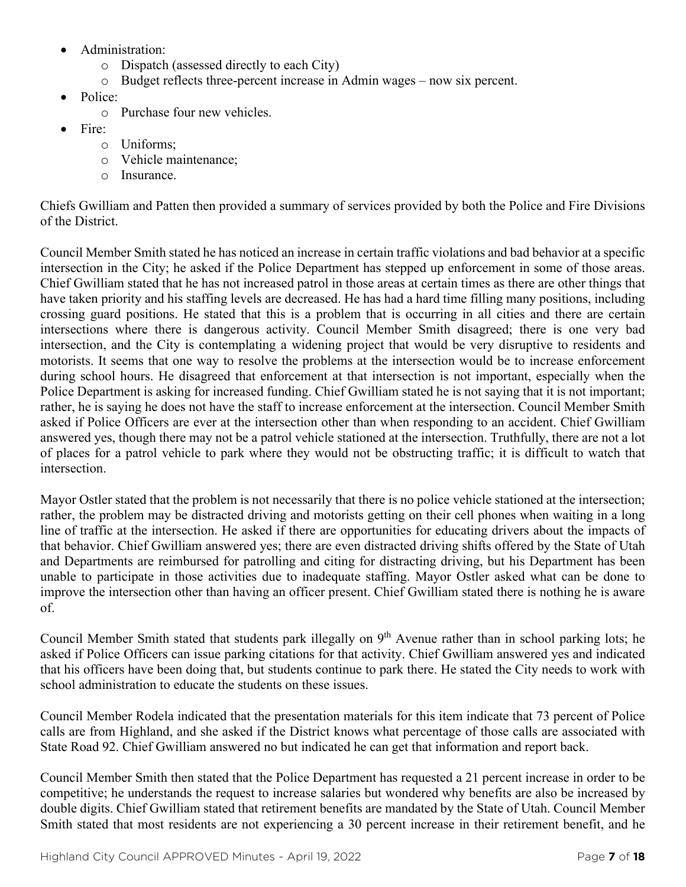- Administration:
  - Dispatch (assessed directly to each City)
  - Budget reflects three-percent increase in Admin wages – now six percent.
- Police:
  - Purchase four new vehicles.
- Fire:
  - Uniforms;
  - Vehicle maintenance;
  - Insurance.

Chiefs Gwilliam and Patten then provided a summary of services provided by both the Police and Fire Divisions of the District.

Council Member Smith stated he has noticed an increase in certain traffic violations and bad behavior at a specific intersection in the City; he asked if the Police Department has stepped up enforcement in some of those areas. Chief Gwilliam stated that he has not increased patrol in those areas at certain times as there are other things that have taken priority and his staffing levels are decreased. He has had a hard time filling many positions, including crossing guard positions. He stated that this is a problem that is occurring in all cities and there are certain intersections where there is dangerous activity. Council Member Smith disagreed; there is one very bad intersection, and the City is contemplating a widening project that would be very disruptive to residents and motorists. It seems that one way to resolve the problems at the intersection would be to increase enforcement during school hours. He disagreed that enforcement at that intersection is not important, especially when the Police Department is asking for increased funding. Chief Gwilliam stated he is not saying that it is not important; rather, he is saying he does not have the staff to increase enforcement at the intersection. Council Member Smith asked if Police Officers are ever at the intersection other than when responding to an accident. Chief Gwilliam answered yes, though there may not be a patrol vehicle stationed at the intersection. Truthfully, there are not a lot of places for a patrol vehicle to park where they would not be obstructing traffic; it is difficult to watch that intersection.

Mayor Ostler stated that the problem is not necessarily that there is no police vehicle stationed at the intersection; rather, the problem may be distracted driving and motorists getting on their cell phones when waiting in a long line of traffic at the intersection. He asked if there are opportunities for educating drivers about the impacts of that behavior. Chief Gwilliam answered yes; there are even distracted driving shifts offered by the State of Utah and Departments are reimbursed for patrolling and citing for distracting driving, but his Department has been unable to participate in those activities due to inadequate staffing. Mayor Ostler asked what can be done to improve the intersection other than having an officer present. Chief Gwilliam stated there is nothing he is aware of.

Council Member Smith stated that students park illegally on 9th Avenue rather than in school parking lots; he asked if Police Officers can issue parking citations for that activity. Chief Gwilliam answered yes and indicated that his officers have been doing that, but students continue to park there. He stated the City needs to work with school administration to educate the students on these issues.

Council Member Rodela indicated that the presentation materials for this item indicate that 73 percent of Police calls are from Highland, and she asked if the District knows what percentage of those calls are associated with State Road 92. Chief Gwilliam answered no but indicated he can get that information and report back.

Council Member Smith then stated that the Police Department has requested a 21 percent increase in order to be competitive; he understands the request to increase salaries but wondered why benefits are also be increased by double digits. Chief Gwilliam stated that retirement benefits are mandated by the State of Utah. Council Member Smith stated that most residents are not experiencing a 30 percent increase in their retirement benefit, and he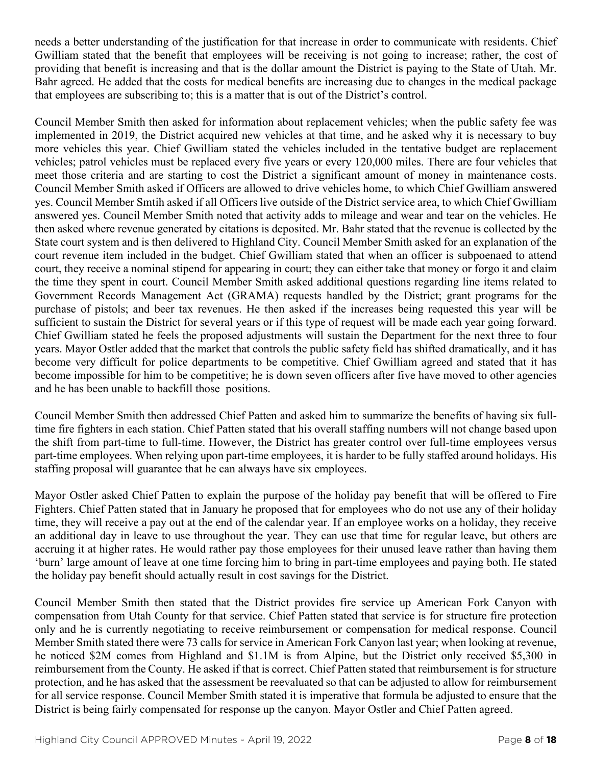needs a better understanding of the justification for that increase in order to communicate with residents. Chief Gwilliam stated that the benefit that employees will be receiving is not going to increase; rather, the cost of providing that benefit is increasing and that is the dollar amount the District is paying to the State of Utah. Mr. Bahr agreed. He added that the costs for medical benefits are increasing due to changes in the medical package that employees are subscribing to; this is a matter that is out of the District's control.

Council Member Smith then asked for information about replacement vehicles; when the public safety fee was implemented in 2019, the District acquired new vehicles at that time, and he asked why it is necessary to buy more vehicles this year. Chief Gwilliam stated the vehicles included in the tentative budget are replacement vehicles; patrol vehicles must be replaced every five years or every 120,000 miles. There are four vehicles that meet those criteria and are starting to cost the District a significant amount of money in maintenance costs. Council Member Smith asked if Officers are allowed to drive vehicles home, to which Chief Gwilliam answered yes. Council Member Smtih asked if all Officers live outside of the District service area, to which Chief Gwilliam answered yes. Council Member Smith noted that activity adds to mileage and wear and tear on the vehicles. He then asked where revenue generated by citations is deposited. Mr. Bahr stated that the revenue is collected by the State court system and is then delivered to Highland City. Council Member Smith asked for an explanation of the court revenue item included in the budget. Chief Gwilliam stated that when an officer is subpoenaed to attend court, they receive a nominal stipend for appearing in court; they can either take that money or forgo it and claim the time they spent in court. Council Member Smith asked additional questions regarding line items related to Government Records Management Act (GRAMA) requests handled by the District; grant programs for the purchase of pistols; and beer tax revenues. He then asked if the increases being requested this year will be sufficient to sustain the District for several years or if this type of request will be made each year going forward. Chief Gwilliam stated he feels the proposed adjustments will sustain the Department for the next three to four years. Mayor Ostler added that the market that controls the public safety field has shifted dramatically, and it has become very difficult for police departments to be competitive. Chief Gwilliam agreed and stated that it has become impossible for him to be competitive; he is down seven officers after five have moved to other agencies and he has been unable to backfill those positions.

Council Member Smith then addressed Chief Patten and asked him to summarize the benefits of having six full-time fire fighters in each station. Chief Patten stated that his overall staffing numbers will not change based upon the shift from part-time to full-time. However, the District has greater control over full-time employees versus part-time employees. When relying upon part-time employees, it is harder to be fully staffed around holidays. His staffing proposal will guarantee that he can always have six employees.

Mayor Ostler asked Chief Patten to explain the purpose of the holiday pay benefit that will be offered to Fire Fighters. Chief Patten stated that in January he proposed that for employees who do not use any of their holiday time, they will receive a pay out at the end of the calendar year. If an employee works on a holiday, they receive an additional day in leave to use throughout the year. They can use that time for regular leave, but others are accruing it at higher rates. He would rather pay those employees for their unused leave rather than having them 'burn' large amount of leave at one time forcing him to bring in part-time employees and paying both. He stated the holiday pay benefit should actually result in cost savings for the District.

Council Member Smith then stated that the District provides fire service up American Fork Canyon with compensation from Utah County for that service. Chief Patten stated that service is for structure fire protection only and he is currently negotiating to receive reimbursement or compensation for medical response. Council Member Smith stated there were 73 calls for service in American Fork Canyon last year; when looking at revenue, he noticed $2M comes from Highland and $1.1M is from Alpine, but the District only received $5,300 in reimbursement from the County. He asked if that is correct. Chief Patten stated that reimbursement is for structure protection, and he has asked that the assessment be reevaluated so that can be adjusted to allow for reimbursement for all service response. Council Member Smith stated it is imperative that formula be adjusted to ensure that the District is being fairly compensated for response up the canyon. Mayor Ostler and Chief Patten agreed.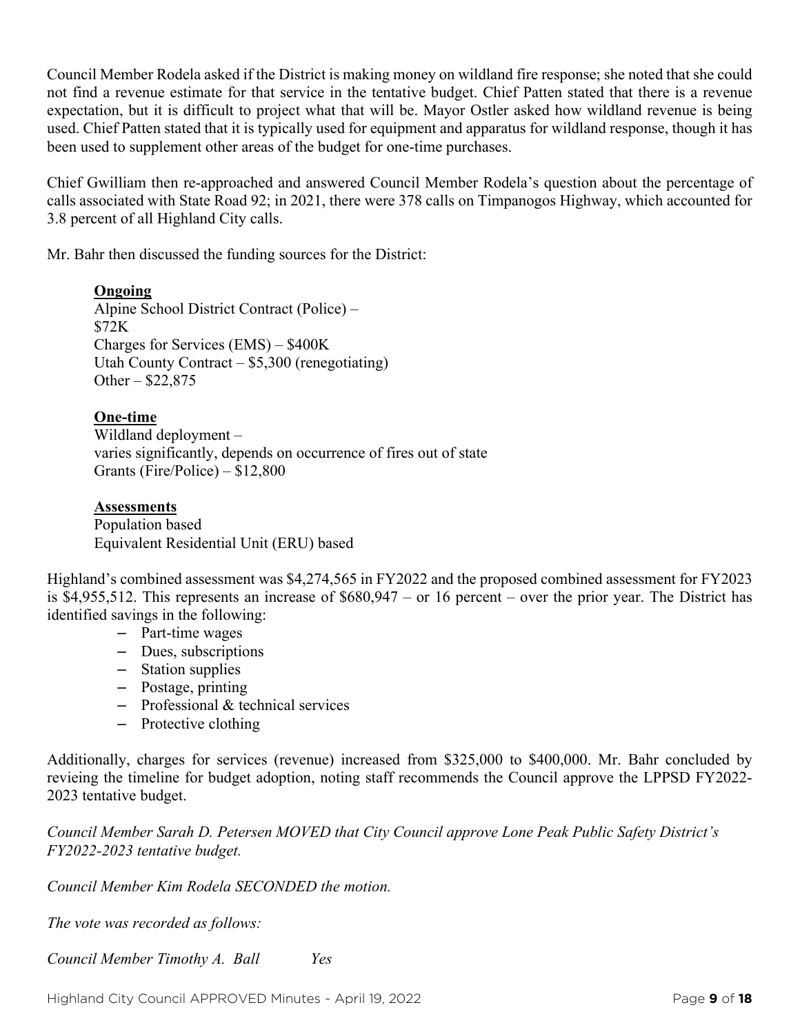Council Member Rodela asked if the District is making money on wildland fire response; she noted that she could not find a revenue estimate for that service in the tentative budget. Chief Patten stated that there is a revenue expectation, but it is difficult to project what that will be. Mayor Ostler asked how wildland revenue is being used. Chief Patten stated that it is typically used for equipment and apparatus for wildland response, though it has been used to supplement other areas of the budget for one-time purchases.

Chief Gwilliam then re-approached and answered Council Member Rodela's question about the percentage of calls associated with State Road 92; in 2021, there were 378 calls on Timpanogos Highway, which accounted for 3.8 percent of all Highland City calls.

Mr. Bahr then discussed the funding sources for the District:

**Ongoing**
Alpine School District Contract (Police) – $72K
Charges for Services (EMS) – $400K
Utah County Contract – $5,300 (renegotiating)
Other – $22,875

**One-time**
Wildland deployment – varies significantly, depends on occurrence of fires out of state
Grants (Fire/Police) – $12,800

**Assessments**
Population based
Equivalent Residential Unit (ERU) based

Highland's combined assessment was $4,274,565 in FY2022 and the proposed combined assessment for FY2023 is $4,955,512. This represents an increase of $680,947 – or 16 percent – over the prior year. The District has identified savings in the following:

- Part-time wages
- Dues, subscriptions
- Station supplies
- Postage, printing
- Professional & technical services
- Protective clothing

Additionally, charges for services (revenue) increased from $325,000 to $400,000. Mr. Bahr concluded by revieing the timeline for budget adoption, noting staff recommends the Council approve the LPPSD FY2022-2023 tentative budget.

*Council Member Sarah D. Petersen MOVED that City Council approve Lone Peak Public Safety District's FY2022-2023 tentative budget.*

*Council Member Kim Rodela SECONDED the motion.*

*The vote was recorded as follows:*

*Council Member Timothy A. Ball Yes*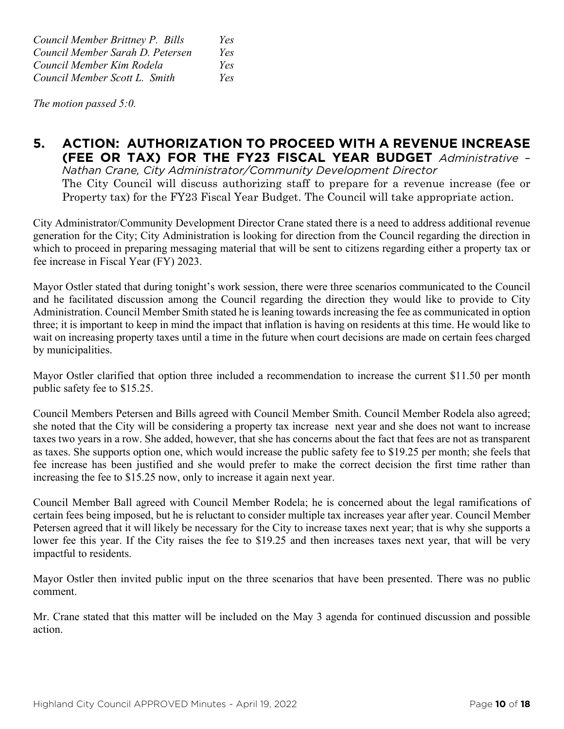*Council Member Brittney P. Bills Yes*
*Council Member Sarah D. Petersen Yes*
*Council Member Kim Rodela Yes*
*Council Member Scott L. Smith Yes*

*The motion passed 5:0.*

## 5. ACTION: AUTHORIZATION TO PROCEED WITH A REVENUE INCREASE (FEE OR TAX) FOR THE FY23 FISCAL YEAR BUDGET *Administrative – Nathan Crane, City Administrator/Community Development Director*

The City Council will discuss authorizing staff to prepare for a revenue increase (fee or Property tax) for the FY23 Fiscal Year Budget. The Council will take appropriate action.

City Administrator/Community Development Director Crane stated there is a need to address additional revenue generation for the City; City Administration is looking for direction from the Council regarding the direction in which to proceed in preparing messaging material that will be sent to citizens regarding either a property tax or fee increase in Fiscal Year (FY) 2023.

Mayor Ostler stated that during tonight's work session, there were three scenarios communicated to the Council and he facilitated discussion among the Council regarding the direction they would like to provide to City Administration. Council Member Smith stated he is leaning towards increasing the fee as communicated in option three; it is important to keep in mind the impact that inflation is having on residents at this time. He would like to wait on increasing property taxes until a time in the future when court decisions are made on certain fees charged by municipalities.

Mayor Ostler clarified that option three included a recommendation to increase the current $11.50 per month public safety fee to $15.25.

Council Members Petersen and Bills agreed with Council Member Smith. Council Member Rodela also agreed; she noted that the City will be considering a property tax increase next year and she does not want to increase taxes two years in a row. She added, however, that she has concerns about the fact that fees are not as transparent as taxes. She supports option one, which would increase the public safety fee to $19.25 per month; she feels that fee increase has been justified and she would prefer to make the correct decision the first time rather than increasing the fee to $15.25 now, only to increase it again next year.

Council Member Ball agreed with Council Member Rodela; he is concerned about the legal ramifications of certain fees being imposed, but he is reluctant to consider multiple tax increases year after year. Council Member Petersen agreed that it will likely be necessary for the City to increase taxes next year; that is why she supports a lower fee this year. If the City raises the fee to $19.25 and then increases taxes next year, that will be very impactful to residents.

Mayor Ostler then invited public input on the three scenarios that have been presented. There was no public comment.

Mr. Crane stated that this matter will be included on the May 3 agenda for continued discussion and possible action.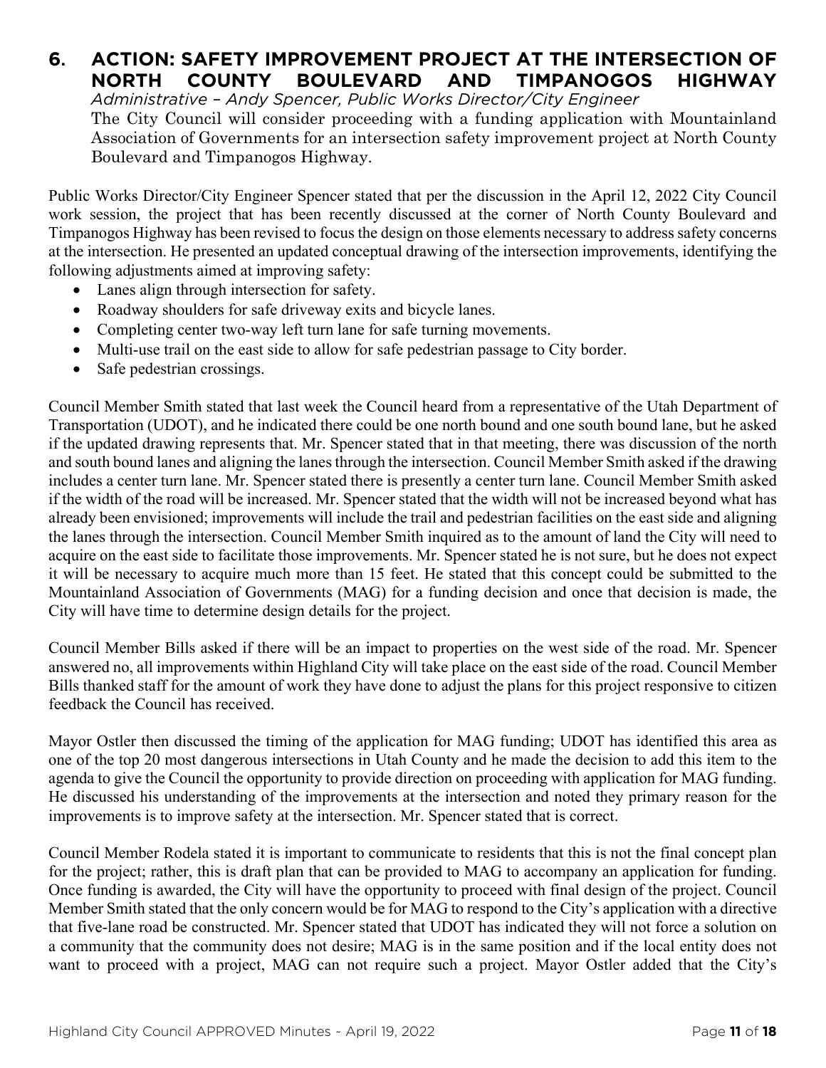## 6. ACTION: SAFETY IMPROVEMENT PROJECT AT THE INTERSECTION OF NORTH COUNTY BOULEVARD AND TIMPANOGOS HIGHWAY

*Administrative – Andy Spencer, Public Works Director/City Engineer*

The City Council will consider proceeding with a funding application with Mountainland Association of Governments for an intersection safety improvement project at North County Boulevard and Timpanogos Highway.

Public Works Director/City Engineer Spencer stated that per the discussion in the April 12, 2022 City Council work session, the project that has been recently discussed at the corner of North County Boulevard and Timpanogos Highway has been revised to focus the design on those elements necessary to address safety concerns at the intersection. He presented an updated conceptual drawing of the intersection improvements, identifying the following adjustments aimed at improving safety:

- Lanes align through intersection for safety.
- Roadway shoulders for safe driveway exits and bicycle lanes.
- Completing center two-way left turn lane for safe turning movements.
- Multi-use trail on the east side to allow for safe pedestrian passage to City border.
- Safe pedestrian crossings.

Council Member Smith stated that last week the Council heard from a representative of the Utah Department of Transportation (UDOT), and he indicated there could be one north bound and one south bound lane, but he asked if the updated drawing represents that. Mr. Spencer stated that in that meeting, there was discussion of the north and south bound lanes and aligning the lanes through the intersection. Council Member Smith asked if the drawing includes a center turn lane. Mr. Spencer stated there is presently a center turn lane. Council Member Smith asked if the width of the road will be increased. Mr. Spencer stated that the width will not be increased beyond what has already been envisioned; improvements will include the trail and pedestrian facilities on the east side and aligning the lanes through the intersection. Council Member Smith inquired as to the amount of land the City will need to acquire on the east side to facilitate those improvements. Mr. Spencer stated he is not sure, but he does not expect it will be necessary to acquire much more than 15 feet. He stated that this concept could be submitted to the Mountainland Association of Governments (MAG) for a funding decision and once that decision is made, the City will have time to determine design details for the project.

Council Member Bills asked if there will be an impact to properties on the west side of the road. Mr. Spencer answered no, all improvements within Highland City will take place on the east side of the road. Council Member Bills thanked staff for the amount of work they have done to adjust the plans for this project responsive to citizen feedback the Council has received.

Mayor Ostler then discussed the timing of the application for MAG funding; UDOT has identified this area as one of the top 20 most dangerous intersections in Utah County and he made the decision to add this item to the agenda to give the Council the opportunity to provide direction on proceeding with application for MAG funding. He discussed his understanding of the improvements at the intersection and noted they primary reason for the improvements is to improve safety at the intersection. Mr. Spencer stated that is correct.

Council Member Rodela stated it is important to communicate to residents that this is not the final concept plan for the project; rather, this is draft plan that can be provided to MAG to accompany an application for funding. Once funding is awarded, the City will have the opportunity to proceed with final design of the project. Council Member Smith stated that the only concern would be for MAG to respond to the City's application with a directive that five-lane road be constructed. Mr. Spencer stated that UDOT has indicated they will not force a solution on a community that the community does not desire; MAG is in the same position and if the local entity does not want to proceed with a project, MAG can not require such a project. Mayor Ostler added that the City's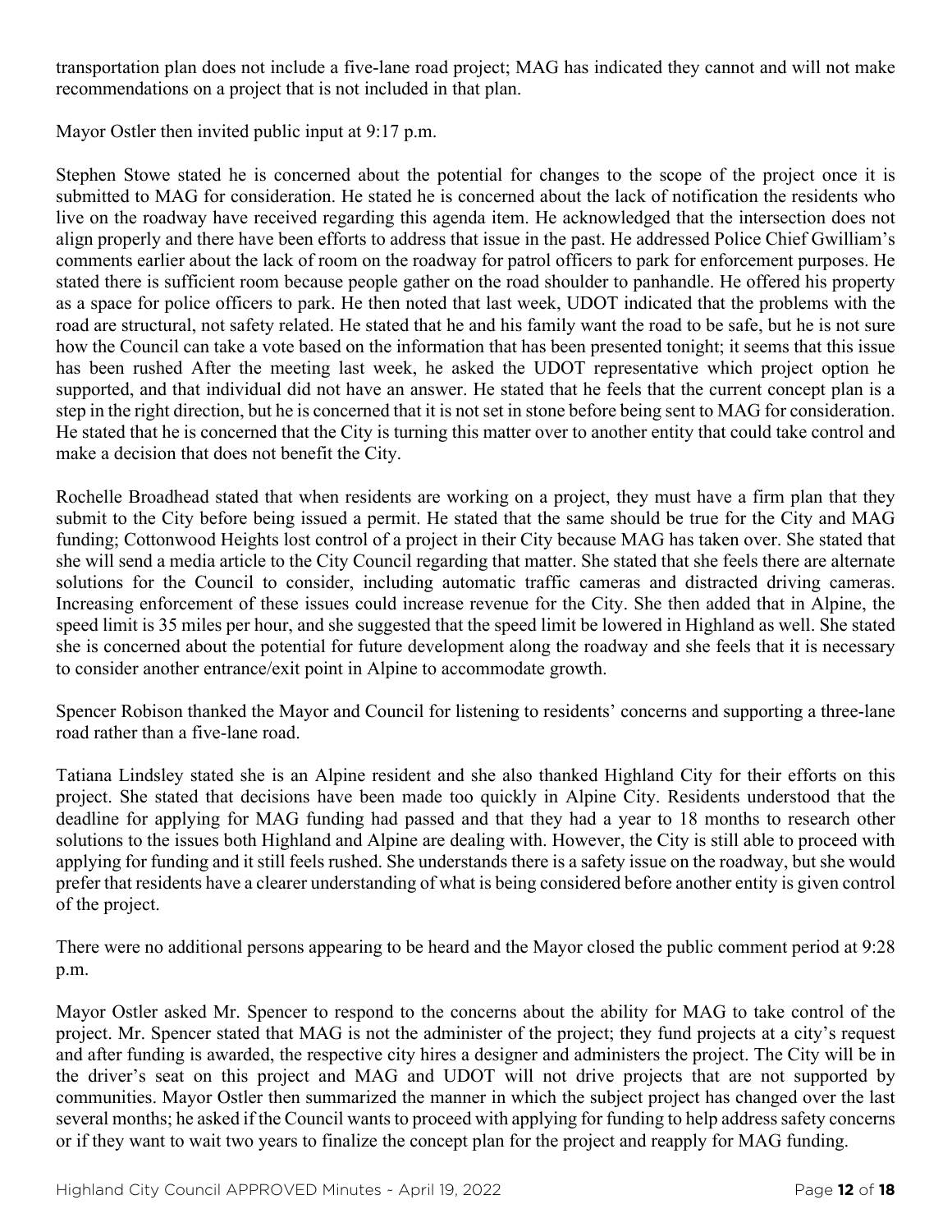transportation plan does not include a five-lane road project; MAG has indicated they cannot and will not make recommendations on a project that is not included in that plan.

Mayor Ostler then invited public input at 9:17 p.m.

Stephen Stowe stated he is concerned about the potential for changes to the scope of the project once it is submitted to MAG for consideration. He stated he is concerned about the lack of notification the residents who live on the roadway have received regarding this agenda item. He acknowledged that the intersection does not align properly and there have been efforts to address that issue in the past. He addressed Police Chief Gwilliam's comments earlier about the lack of room on the roadway for patrol officers to park for enforcement purposes. He stated there is sufficient room because people gather on the road shoulder to panhandle. He offered his property as a space for police officers to park. He then noted that last week, UDOT indicated that the problems with the road are structural, not safety related. He stated that he and his family want the road to be safe, but he is not sure how the Council can take a vote based on the information that has been presented tonight; it seems that this issue has been rushed After the meeting last week, he asked the UDOT representative which project option he supported, and that individual did not have an answer. He stated that he feels that the current concept plan is a step in the right direction, but he is concerned that it is not set in stone before being sent to MAG for consideration. He stated that he is concerned that the City is turning this matter over to another entity that could take control and make a decision that does not benefit the City.

Rochelle Broadhead stated that when residents are working on a project, they must have a firm plan that they submit to the City before being issued a permit. He stated that the same should be true for the City and MAG funding; Cottonwood Heights lost control of a project in their City because MAG has taken over. She stated that she will send a media article to the City Council regarding that matter. She stated that she feels there are alternate solutions for the Council to consider, including automatic traffic cameras and distracted driving cameras. Increasing enforcement of these issues could increase revenue for the City. She then added that in Alpine, the speed limit is 35 miles per hour, and she suggested that the speed limit be lowered in Highland as well. She stated she is concerned about the potential for future development along the roadway and she feels that it is necessary to consider another entrance/exit point in Alpine to accommodate growth.

Spencer Robison thanked the Mayor and Council for listening to residents' concerns and supporting a three-lane road rather than a five-lane road.

Tatiana Lindsley stated she is an Alpine resident and she also thanked Highland City for their efforts on this project. She stated that decisions have been made too quickly in Alpine City. Residents understood that the deadline for applying for MAG funding had passed and that they had a year to 18 months to research other solutions to the issues both Highland and Alpine are dealing with. However, the City is still able to proceed with applying for funding and it still feels rushed. She understands there is a safety issue on the roadway, but she would prefer that residents have a clearer understanding of what is being considered before another entity is given control of the project.

There were no additional persons appearing to be heard and the Mayor closed the public comment period at 9:28 p.m.

Mayor Ostler asked Mr. Spencer to respond to the concerns about the ability for MAG to take control of the project. Mr. Spencer stated that MAG is not the administer of the project; they fund projects at a city's request and after funding is awarded, the respective city hires a designer and administers the project. The City will be in the driver's seat on this project and MAG and UDOT will not drive projects that are not supported by communities. Mayor Ostler then summarized the manner in which the subject project has changed over the last several months; he asked if the Council wants to proceed with applying for funding to help address safety concerns or if they want to wait two years to finalize the concept plan for the project and reapply for MAG funding.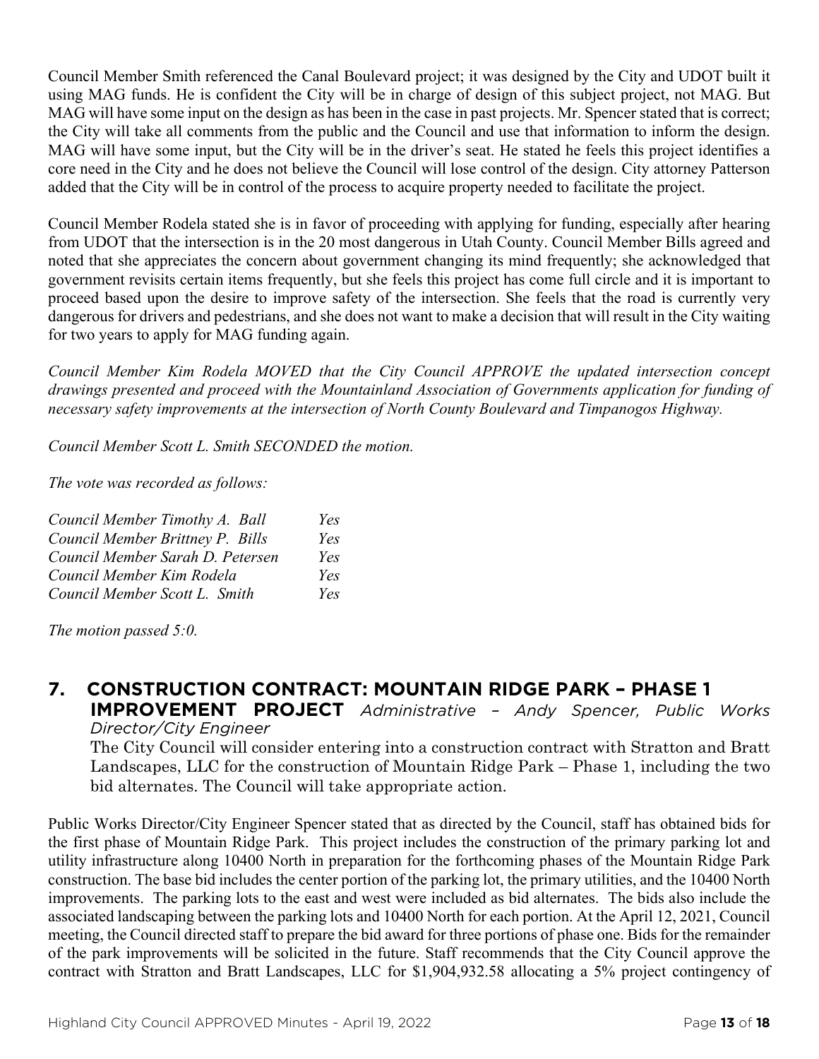Council Member Smith referenced the Canal Boulevard project; it was designed by the City and UDOT built it using MAG funds. He is confident the City will be in charge of design of this subject project, not MAG. But MAG will have some input on the design as has been in the case in past projects. Mr. Spencer stated that is correct; the City will take all comments from the public and the Council and use that information to inform the design. MAG will have some input, but the City will be in the driver's seat. He stated he feels this project identifies a core need in the City and he does not believe the Council will lose control of the design. City attorney Patterson added that the City will be in control of the process to acquire property needed to facilitate the project.

Council Member Rodela stated she is in favor of proceeding with applying for funding, especially after hearing from UDOT that the intersection is in the 20 most dangerous in Utah County. Council Member Bills agreed and noted that she appreciates the concern about government changing its mind frequently; she acknowledged that government revisits certain items frequently, but she feels this project has come full circle and it is important to proceed based upon the desire to improve safety of the intersection. She feels that the road is currently very dangerous for drivers and pedestrians, and she does not want to make a decision that will result in the City waiting for two years to apply for MAG funding again.

*Council Member Kim Rodela MOVED that the City Council APPROVE the updated intersection concept drawings presented and proceed with the Mountainland Association of Governments application for funding of necessary safety improvements at the intersection of North County Boulevard and Timpanogos Highway.*

*Council Member Scott L. Smith SECONDED the motion.*

*The vote was recorded as follows:*

| | |
|---|---|
| *Council Member Timothy A. Ball* | *Yes* |
| *Council Member Brittney P. Bills* | *Yes* |
| *Council Member Sarah D. Petersen* | *Yes* |
| *Council Member Kim Rodela* | *Yes* |
| *Council Member Scott L. Smith* | *Yes* |

*The motion passed 5:0.*

## 7. CONSTRUCTION CONTRACT: MOUNTAIN RIDGE PARK – PHASE 1 IMPROVEMENT PROJECT *Administrative – Andy Spencer, Public Works Director/City Engineer*

The City Council will consider entering into a construction contract with Stratton and Bratt Landscapes, LLC for the construction of Mountain Ridge Park – Phase 1, including the two bid alternates. The Council will take appropriate action.

Public Works Director/City Engineer Spencer stated that as directed by the Council, staff has obtained bids for the first phase of Mountain Ridge Park. This project includes the construction of the primary parking lot and utility infrastructure along 10400 North in preparation for the forthcoming phases of the Mountain Ridge Park construction. The base bid includes the center portion of the parking lot, the primary utilities, and the 10400 North improvements. The parking lots to the east and west were included as bid alternates. The bids also include the associated landscaping between the parking lots and 10400 North for each portion. At the April 12, 2021, Council meeting, the Council directed staff to prepare the bid award for three portions of phase one. Bids for the remainder of the park improvements will be solicited in the future. Staff recommends that the City Council approve the contract with Stratton and Bratt Landscapes, LLC for $1,904,932.58 allocating a 5% project contingency of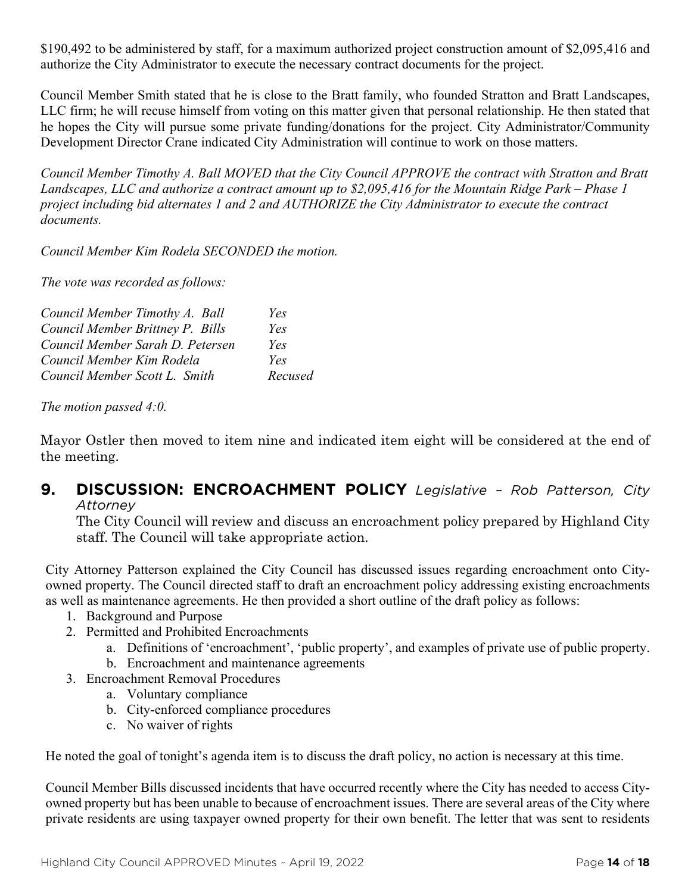$190,492 to be administered by staff, for a maximum authorized project construction amount of $2,095,416 and authorize the City Administrator to execute the necessary contract documents for the project.

Council Member Smith stated that he is close to the Bratt family, who founded Stratton and Bratt Landscapes, LLC firm; he will recuse himself from voting on this matter given that personal relationship. He then stated that he hopes the City will pursue some private funding/donations for the project. City Administrator/Community Development Director Crane indicated City Administration will continue to work on those matters.

*Council Member Timothy A. Ball MOVED that the City Council APPROVE the contract with Stratton and Bratt Landscapes, LLC and authorize a contract amount up to $2,095,416 for the Mountain Ridge Park – Phase 1 project including bid alternates 1 and 2 and AUTHORIZE the City Administrator to execute the contract documents.*

*Council Member Kim Rodela SECONDED the motion.*

*The vote was recorded as follows:*

| | |
|---|---|
| *Council Member Timothy A. Ball* | *Yes* |
| *Council Member Brittney P. Bills* | *Yes* |
| *Council Member Sarah D. Petersen* | *Yes* |
| *Council Member Kim Rodela* | *Yes* |
| *Council Member Scott L. Smith* | *Recused* |

*The motion passed 4:0.*

Mayor Ostler then moved to item nine and indicated item eight will be considered at the end of the meeting.

## 9. DISCUSSION: ENCROACHMENT POLICY *Legislative – Rob Patterson, City Attorney*

The City Council will review and discuss an encroachment policy prepared by Highland City staff. The Council will take appropriate action.

City Attorney Patterson explained the City Council has discussed issues regarding encroachment onto City-owned property. The Council directed staff to draft an encroachment policy addressing existing encroachments as well as maintenance agreements. He then provided a short outline of the draft policy as follows:

1. Background and Purpose
2. Permitted and Prohibited Encroachments
   a. Definitions of 'encroachment', 'public property', and examples of private use of public property.
   b. Encroachment and maintenance agreements
3. Encroachment Removal Procedures
   a. Voluntary compliance
   b. City-enforced compliance procedures
   c. No waiver of rights

He noted the goal of tonight's agenda item is to discuss the draft policy, no action is necessary at this time.

Council Member Bills discussed incidents that have occurred recently where the City has needed to access City-owned property but has been unable to because of encroachment issues. There are several areas of the City where private residents are using taxpayer owned property for their own benefit. The letter that was sent to residents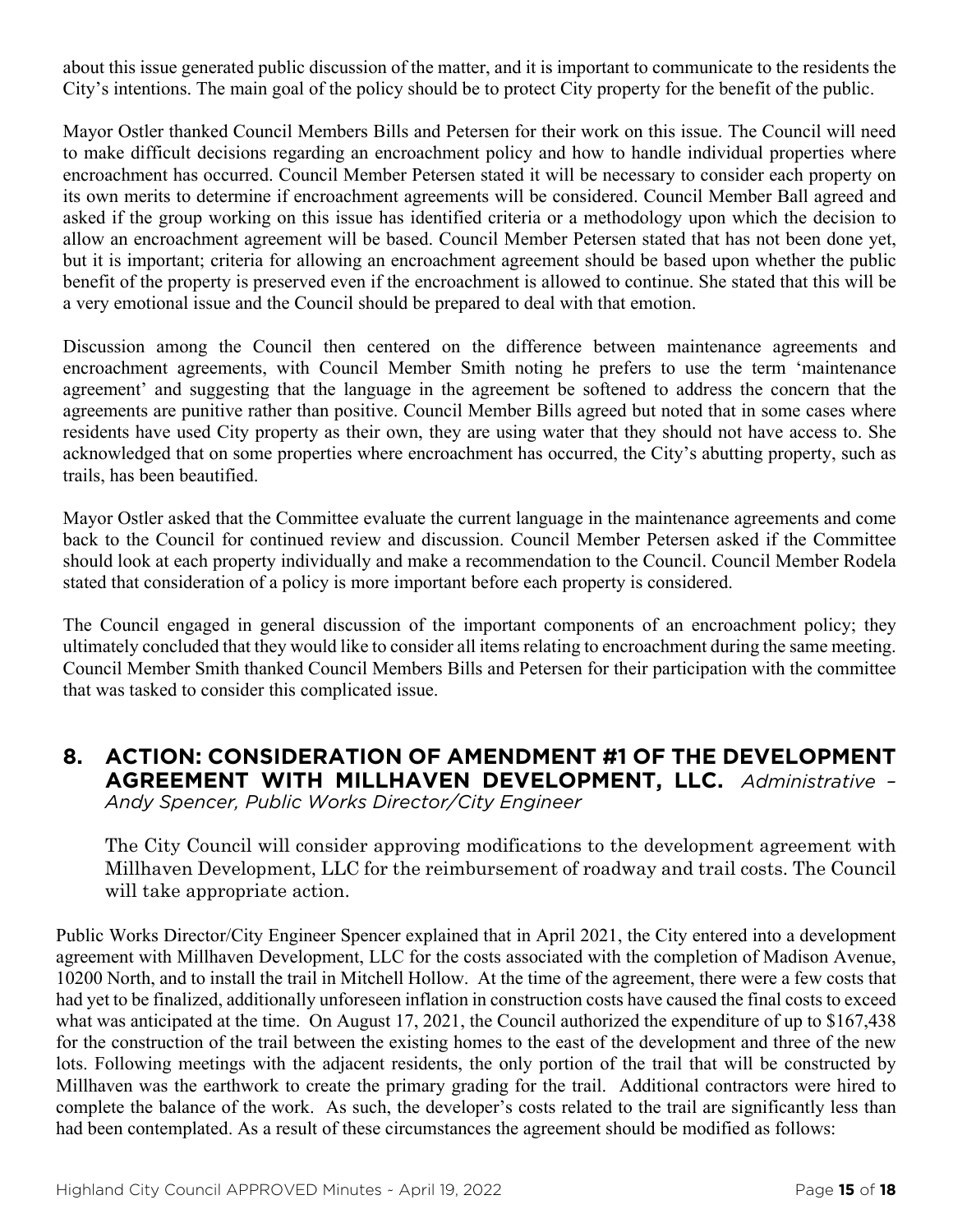about this issue generated public discussion of the matter, and it is important to communicate to the residents the City's intentions. The main goal of the policy should be to protect City property for the benefit of the public.

Mayor Ostler thanked Council Members Bills and Petersen for their work on this issue. The Council will need to make difficult decisions regarding an encroachment policy and how to handle individual properties where encroachment has occurred. Council Member Petersen stated it will be necessary to consider each property on its own merits to determine if encroachment agreements will be considered. Council Member Ball agreed and asked if the group working on this issue has identified criteria or a methodology upon which the decision to allow an encroachment agreement will be based. Council Member Petersen stated that has not been done yet, but it is important; criteria for allowing an encroachment agreement should be based upon whether the public benefit of the property is preserved even if the encroachment is allowed to continue. She stated that this will be a very emotional issue and the Council should be prepared to deal with that emotion.

Discussion among the Council then centered on the difference between maintenance agreements and encroachment agreements, with Council Member Smith noting he prefers to use the term 'maintenance agreement' and suggesting that the language in the agreement be softened to address the concern that the agreements are punitive rather than positive. Council Member Bills agreed but noted that in some cases where residents have used City property as their own, they are using water that they should not have access to. She acknowledged that on some properties where encroachment has occurred, the City's abutting property, such as trails, has been beautified.

Mayor Ostler asked that the Committee evaluate the current language in the maintenance agreements and come back to the Council for continued review and discussion. Council Member Petersen asked if the Committee should look at each property individually and make a recommendation to the Council. Council Member Rodela stated that consideration of a policy is more important before each property is considered.

The Council engaged in general discussion of the important components of an encroachment policy; they ultimately concluded that they would like to consider all items relating to encroachment during the same meeting. Council Member Smith thanked Council Members Bills and Petersen for their participation with the committee that was tasked to consider this complicated issue.

## 8. ACTION: CONSIDERATION OF AMENDMENT #1 OF THE DEVELOPMENT AGREEMENT WITH MILLHAVEN DEVELOPMENT, LLC. *Administrative – Andy Spencer, Public Works Director/City Engineer*

The City Council will consider approving modifications to the development agreement with Millhaven Development, LLC for the reimbursement of roadway and trail costs. The Council will take appropriate action.

Public Works Director/City Engineer Spencer explained that in April 2021, the City entered into a development agreement with Millhaven Development, LLC for the costs associated with the completion of Madison Avenue, 10200 North, and to install the trail in Mitchell Hollow. At the time of the agreement, there were a few costs that had yet to be finalized, additionally unforeseen inflation in construction costs have caused the final costs to exceed what was anticipated at the time. On August 17, 2021, the Council authorized the expenditure of up to $167,438 for the construction of the trail between the existing homes to the east of the development and three of the new lots. Following meetings with the adjacent residents, the only portion of the trail that will be constructed by Millhaven was the earthwork to create the primary grading for the trail. Additional contractors were hired to complete the balance of the work. As such, the developer's costs related to the trail are significantly less than had been contemplated. As a result of these circumstances the agreement should be modified as follows: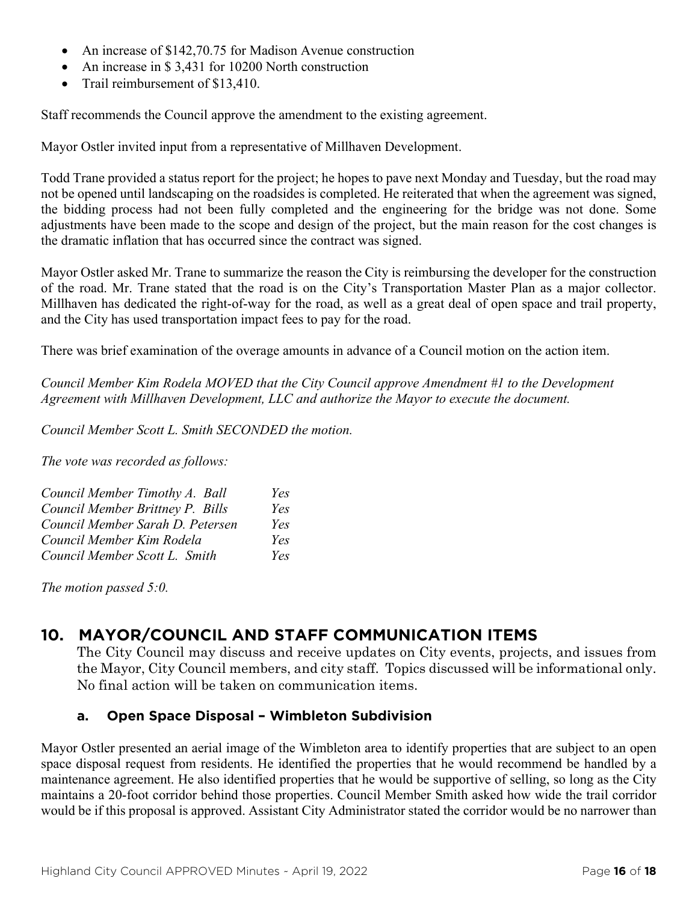- An increase of $142,70.75 for Madison Avenue construction
- An increase in $ 3,431 for 10200 North construction
- Trail reimbursement of $13,410.

Staff recommends the Council approve the amendment to the existing agreement.

Mayor Ostler invited input from a representative of Millhaven Development.

Todd Trane provided a status report for the project; he hopes to pave next Monday and Tuesday, but the road may not be opened until landscaping on the roadsides is completed. He reiterated that when the agreement was signed, the bidding process had not been fully completed and the engineering for the bridge was not done. Some adjustments have been made to the scope and design of the project, but the main reason for the cost changes is the dramatic inflation that has occurred since the contract was signed.

Mayor Ostler asked Mr. Trane to summarize the reason the City is reimbursing the developer for the construction of the road. Mr. Trane stated that the road is on the City's Transportation Master Plan as a major collector. Millhaven has dedicated the right-of-way for the road, as well as a great deal of open space and trail property, and the City has used transportation impact fees to pay for the road.

There was brief examination of the overage amounts in advance of a Council motion on the action item.

*Council Member Kim Rodela MOVED that the City Council approve Amendment #1 to the Development Agreement with Millhaven Development, LLC and authorize the Mayor to execute the document.*

*Council Member Scott L. Smith SECONDED the motion.*

*The vote was recorded as follows:*

| | |
|---|---|
| *Council Member Timothy A. Ball* | *Yes* |
| *Council Member Brittney P. Bills* | *Yes* |
| *Council Member Sarah D. Petersen* | *Yes* |
| *Council Member Kim Rodela* | *Yes* |
| *Council Member Scott L. Smith* | *Yes* |

*The motion passed 5:0.*

## 10. MAYOR/COUNCIL AND STAFF COMMUNICATION ITEMS

The City Council may discuss and receive updates on City events, projects, and issues from the Mayor, City Council members, and city staff. Topics discussed will be informational only. No final action will be taken on communication items.

### a. Open Space Disposal – Wimbleton Subdivision

Mayor Ostler presented an aerial image of the Wimbleton area to identify properties that are subject to an open space disposal request from residents. He identified the properties that he would recommend be handled by a maintenance agreement. He also identified properties that he would be supportive of selling, so long as the City maintains a 20-foot corridor behind those properties. Council Member Smith asked how wide the trail corridor would be if this proposal is approved. Assistant City Administrator stated the corridor would be no narrower than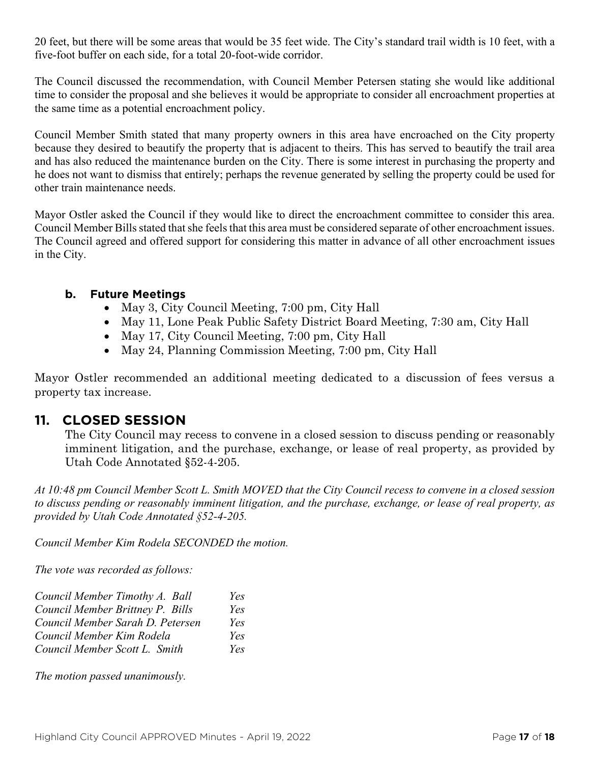20 feet, but there will be some areas that would be 35 feet wide. The City's standard trail width is 10 feet, with a five-foot buffer on each side, for a total 20-foot-wide corridor.

The Council discussed the recommendation, with Council Member Petersen stating she would like additional time to consider the proposal and she believes it would be appropriate to consider all encroachment properties at the same time as a potential encroachment policy.

Council Member Smith stated that many property owners in this area have encroached on the City property because they desired to beautify the property that is adjacent to theirs. This has served to beautify the trail area and has also reduced the maintenance burden on the City. There is some interest in purchasing the property and he does not want to dismiss that entirely; perhaps the revenue generated by selling the property could be used for other train maintenance needs.

Mayor Ostler asked the Council if they would like to direct the encroachment committee to consider this area. Council Member Bills stated that she feels that this area must be considered separate of other encroachment issues. The Council agreed and offered support for considering this matter in advance of all other encroachment issues in the City.

### b. Future Meetings

- May 3, City Council Meeting, 7:00 pm, City Hall
- May 11, Lone Peak Public Safety District Board Meeting, 7:30 am, City Hall
- May 17, City Council Meeting, 7:00 pm, City Hall
- May 24, Planning Commission Meeting, 7:00 pm, City Hall

Mayor Ostler recommended an additional meeting dedicated to a discussion of fees versus a property tax increase.

## 11. CLOSED SESSION

The City Council may recess to convene in a closed session to discuss pending or reasonably imminent litigation, and the purchase, exchange, or lease of real property, as provided by Utah Code Annotated §52-4-205.

*At 10:48 pm Council Member Scott L. Smith MOVED that the City Council recess to convene in a closed session to discuss pending or reasonably imminent litigation, and the purchase, exchange, or lease of real property, as provided by Utah Code Annotated §52-4-205.*

*Council Member Kim Rodela SECONDED the motion.*

*The vote was recorded as follows:*

| | |
|---|---|
| *Council Member Timothy A. Ball* | *Yes* |
| *Council Member Brittney P. Bills* | *Yes* |
| *Council Member Sarah D. Petersen* | *Yes* |
| *Council Member Kim Rodela* | *Yes* |
| *Council Member Scott L. Smith* | *Yes* |

*The motion passed unanimously.*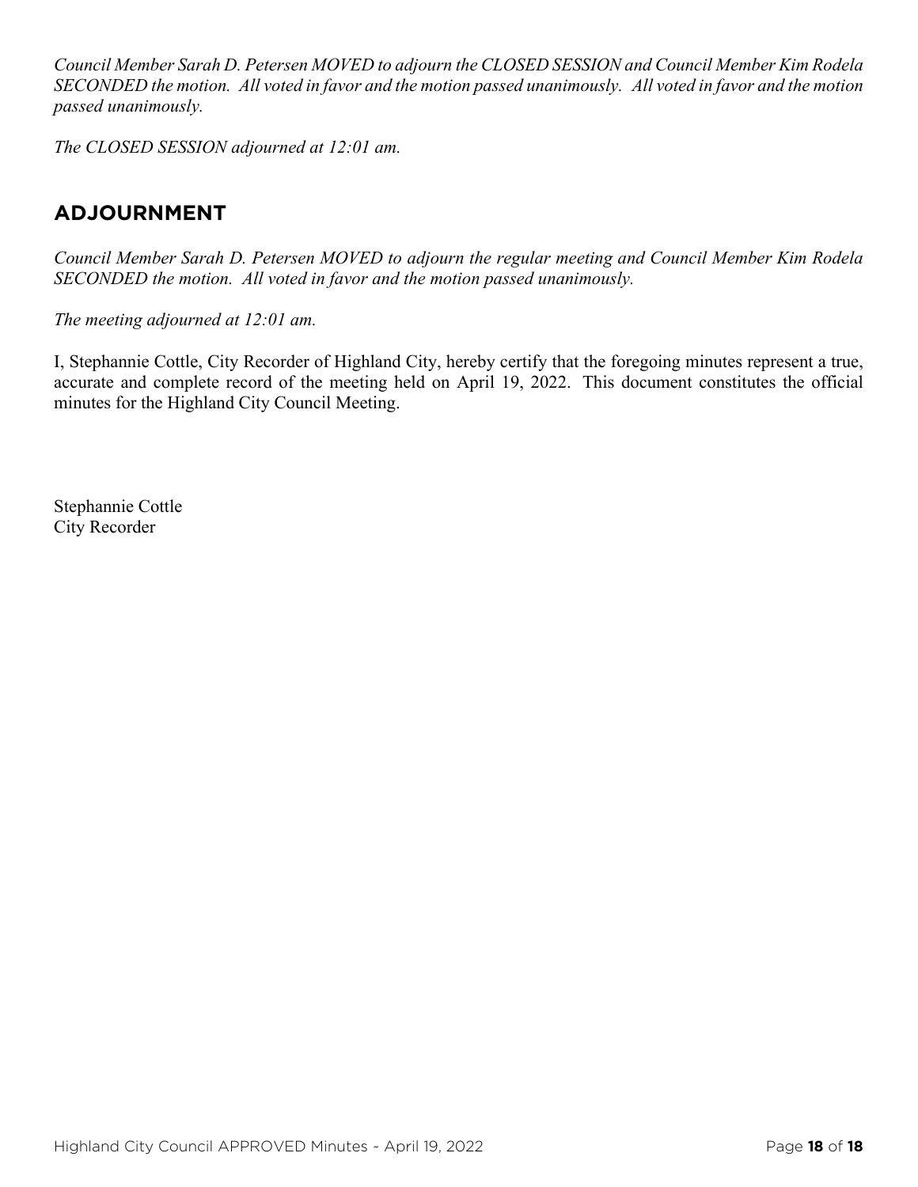*Council Member Sarah D. Petersen MOVED to adjourn the CLOSED SESSION and Council Member Kim Rodela SECONDED the motion. All voted in favor and the motion passed unanimously. All voted in favor and the motion passed unanimously.*

*The CLOSED SESSION adjourned at 12:01 am.*

## ADJOURNMENT

*Council Member Sarah D. Petersen MOVED to adjourn the regular meeting and Council Member Kim Rodela SECONDED the motion. All voted in favor and the motion passed unanimously.*

*The meeting adjourned at 12:01 am.*

I, Stephannie Cottle, City Recorder of Highland City, hereby certify that the foregoing minutes represent a true, accurate and complete record of the meeting held on April 19, 2022. This document constitutes the official minutes for the Highland City Council Meeting.

Stephannie Cottle
City Recorder